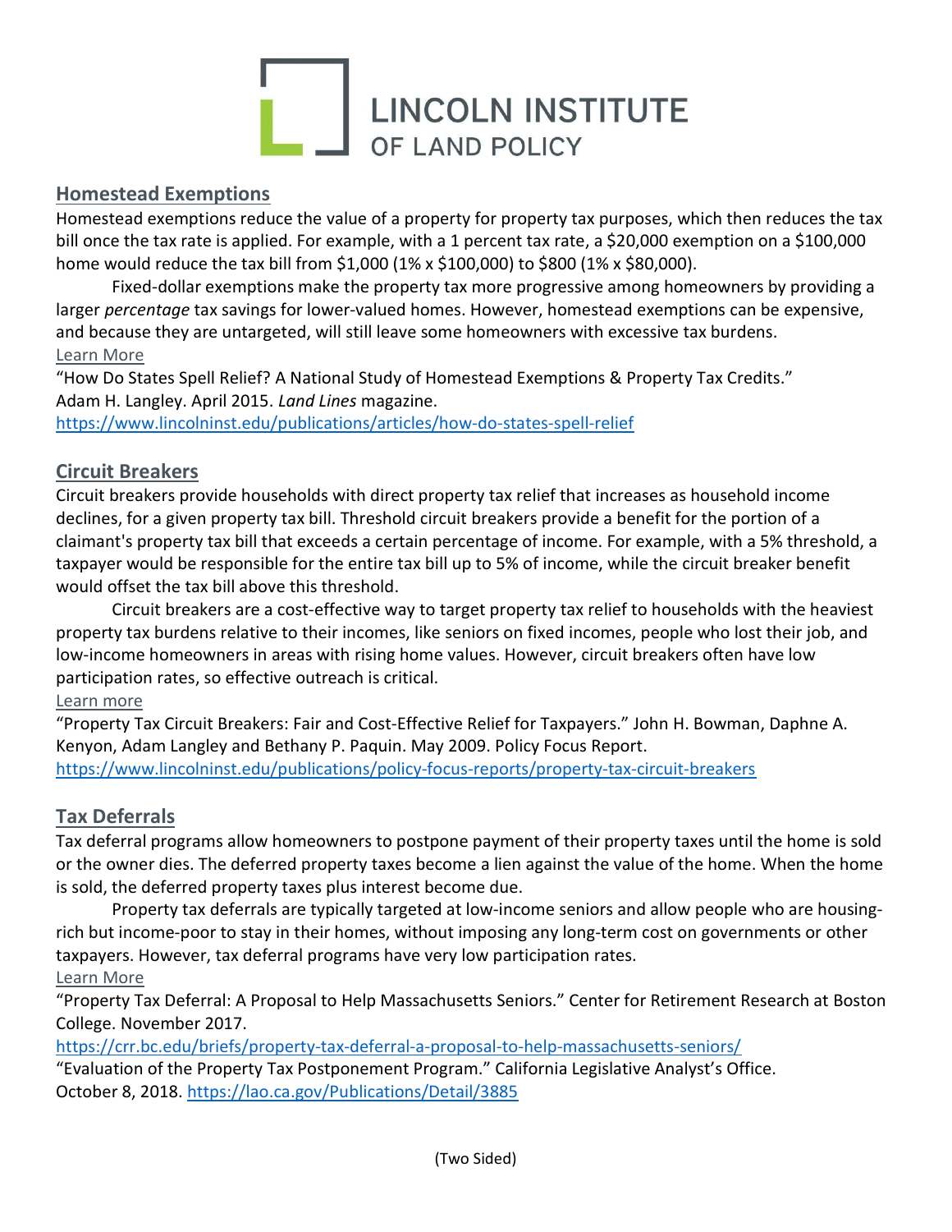# LINCOLN INSTITUTE OF LAND POLICY

## Homestead Exemptions

Homestead exemptions reduce the value of a property for property tax purposes, which then reduces the tax bill once the tax rate is applied. For example, with a 1 percent tax rate, a $20,000 exemption on a $100,000 home would reduce the tax bill from $1,000 (1% x $100,000) to $800 (1% x $80,000).

Fixed-dollar exemptions make the property tax more progressive among homeowners by providing a larger *percentage* tax savings for lower-valued homes. However, homestead exemptions can be expensive, and because they are untargeted, will still leave some homeowners with excessive tax burdens.

Learn More

"How Do States Spell Relief? A National Study of Homestead Exemptions & Property Tax Credits." Adam H. Langley. April 2015. *Land Lines* magazine.
https://www.lincolninst.edu/publications/articles/how-do-states-spell-relief

## Circuit Breakers

Circuit breakers provide households with direct property tax relief that increases as household income declines, for a given property tax bill. Threshold circuit breakers provide a benefit for the portion of a claimant's property tax bill that exceeds a certain percentage of income. For example, with a 5% threshold, a taxpayer would be responsible for the entire tax bill up to 5% of income, while the circuit breaker benefit would offset the tax bill above this threshold.

Circuit breakers are a cost-effective way to target property tax relief to households with the heaviest property tax burdens relative to their incomes, like seniors on fixed incomes, people who lost their job, and low-income homeowners in areas with rising home values. However, circuit breakers often have low participation rates, so effective outreach is critical.

Learn more

"Property Tax Circuit Breakers: Fair and Cost-Effective Relief for Taxpayers." John H. Bowman, Daphne A. Kenyon, Adam Langley and Bethany P. Paquin. May 2009. Policy Focus Report.
https://www.lincolninst.edu/publications/policy-focus-reports/property-tax-circuit-breakers

## Tax Deferrals

Tax deferral programs allow homeowners to postpone payment of their property taxes until the home is sold or the owner dies. The deferred property taxes become a lien against the value of the home. When the home is sold, the deferred property taxes plus interest become due.

Property tax deferrals are typically targeted at low-income seniors and allow people who are housing-rich but income-poor to stay in their homes, without imposing any long-term cost on governments or other taxpayers. However, tax deferral programs have very low participation rates.

Learn More

"Property Tax Deferral: A Proposal to Help Massachusetts Seniors." Center for Retirement Research at Boston College. November 2017.
https://crr.bc.edu/briefs/property-tax-deferral-a-proposal-to-help-massachusetts-seniors/

"Evaluation of the Property Tax Postponement Program." California Legislative Analyst's Office. October 8, 2018. https://lao.ca.gov/Publications/Detail/3885

(Two Sided)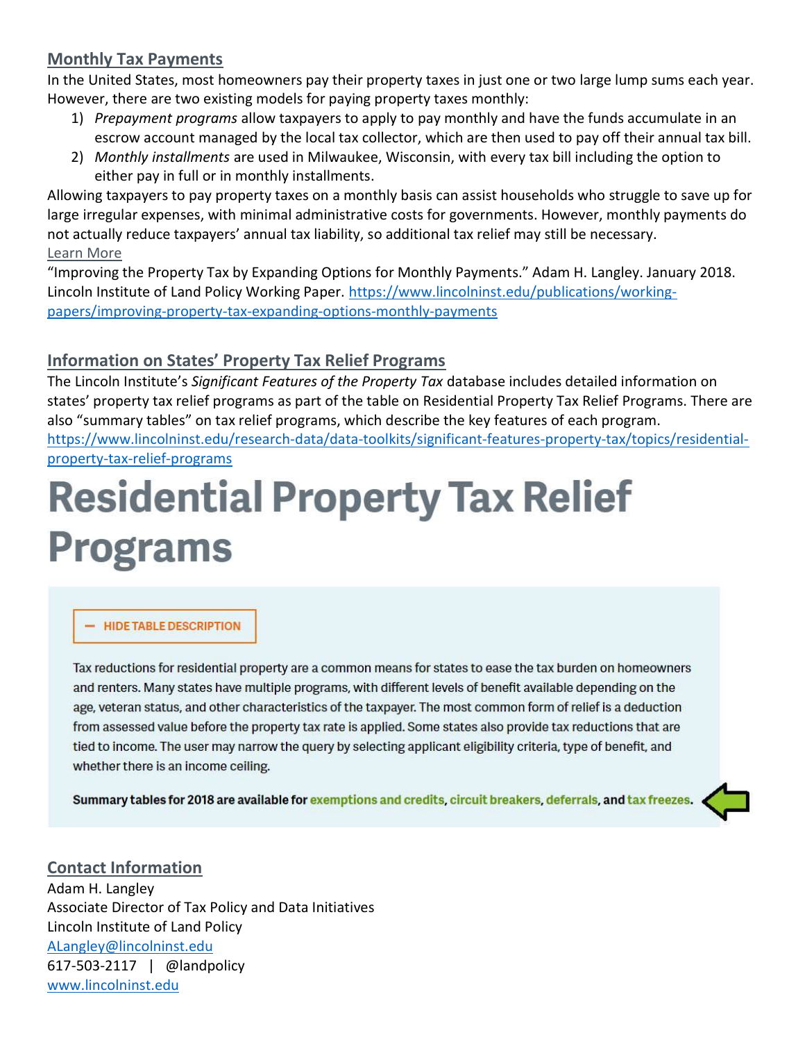## Monthly Tax Payments

In the United States, most homeowners pay their property taxes in just one or two large lump sums each year. However, there are two existing models for paying property taxes monthly:

1) *Prepayment programs* allow taxpayers to apply to pay monthly and have the funds accumulate in an escrow account managed by the local tax collector, which are then used to pay off their annual tax bill.
2) *Monthly installments* are used in Milwaukee, Wisconsin, with every tax bill including the option to either pay in full or in monthly installments.

Allowing taxpayers to pay property taxes on a monthly basis can assist households who struggle to save up for large irregular expenses, with minimal administrative costs for governments. However, monthly payments do not actually reduce taxpayers' annual tax liability, so additional tax relief may still be necessary.

Learn More

"Improving the Property Tax by Expanding Options for Monthly Payments." Adam H. Langley. January 2018. Lincoln Institute of Land Policy Working Paper. https://www.lincolninst.edu/publications/working-papers/improving-property-tax-expanding-options-monthly-payments

## Information on States' Property Tax Relief Programs

The Lincoln Institute's *Significant Features of the Property Tax* database includes detailed information on states' property tax relief programs as part of the table on Residential Property Tax Relief Programs. There are also "summary tables" on tax relief programs, which describe the key features of each program.
https://www.lincolninst.edu/research-data/data-toolkits/significant-features-property-tax/topics/residential-property-tax-relief-programs

# Residential Property Tax Relief Programs

— HIDE TABLE DESCRIPTION

Tax reductions for residential property are a common means for states to ease the tax burden on homeowners and renters. Many states have multiple programs, with different levels of benefit available depending on the age, veteran status, and other characteristics of the taxpayer. The most common form of relief is a deduction from assessed value before the property tax rate is applied. Some states also provide tax reductions that are tied to income. The user may narrow the query by selecting applicant eligibility criteria, type of benefit, and whether there is an income ceiling.

**Summary tables for 2018 are available for exemptions and credits, circuit breakers, deferrals, and tax freezes.**

## Contact Information

Adam H. Langley
Associate Director of Tax Policy and Data Initiatives
Lincoln Institute of Land Policy
ALangley@lincolninst.edu
617-503-2117 | @landpolicy
www.lincolninst.edu